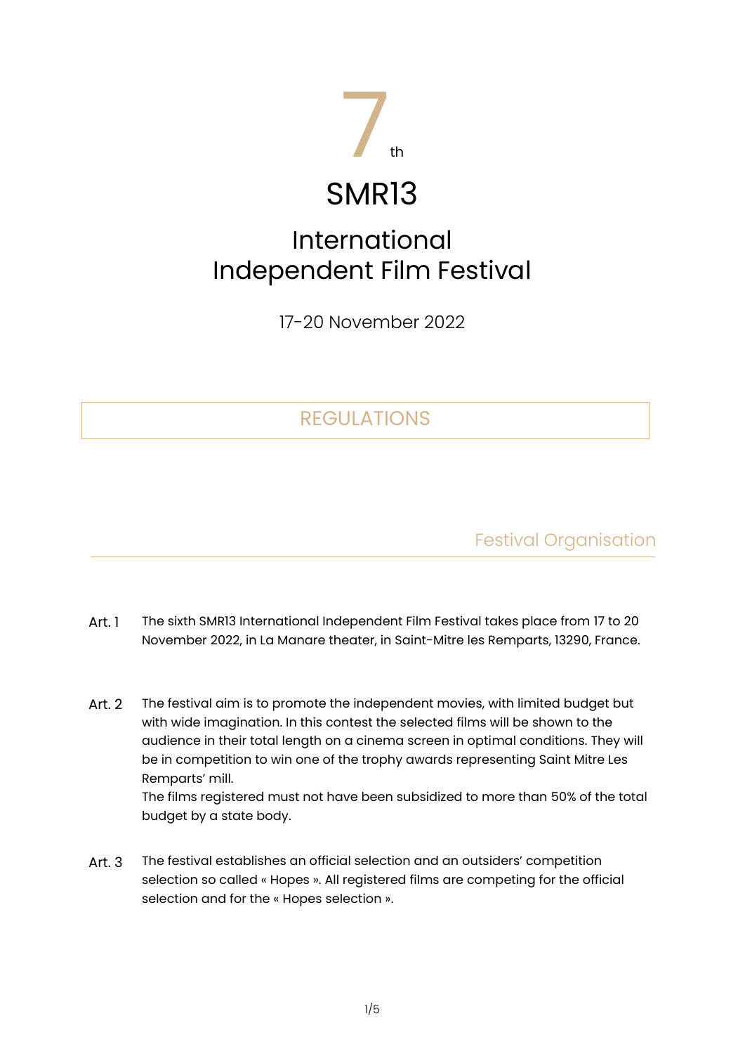# 7th

# SMR13

## International Independent Film Festival

17-20 November 2022

## REGULATIONS

### Festival Organisation

Art. 1 The sixth SMR13 International Independent Film Festival takes place from 17 to 20 November 2022, in La Manare theater, in Saint-Mitre les Remparts, 13290, France.

Art. 2 The festival aim is to promote the independent movies, with limited budget but with wide imagination. In this contest the selected films will be shown to the audience in their total length on a cinema screen in optimal conditions. They will be in competition to win one of the trophy awards representing Saint Mitre Les Remparts' mill.
The films registered must not have been subsidized to more than 50% of the total budget by a state body.

Art. 3 The festival establishes an official selection and an outsiders' competition selection so called « Hopes ». All registered films are competing for the official selection and for the « Hopes selection ».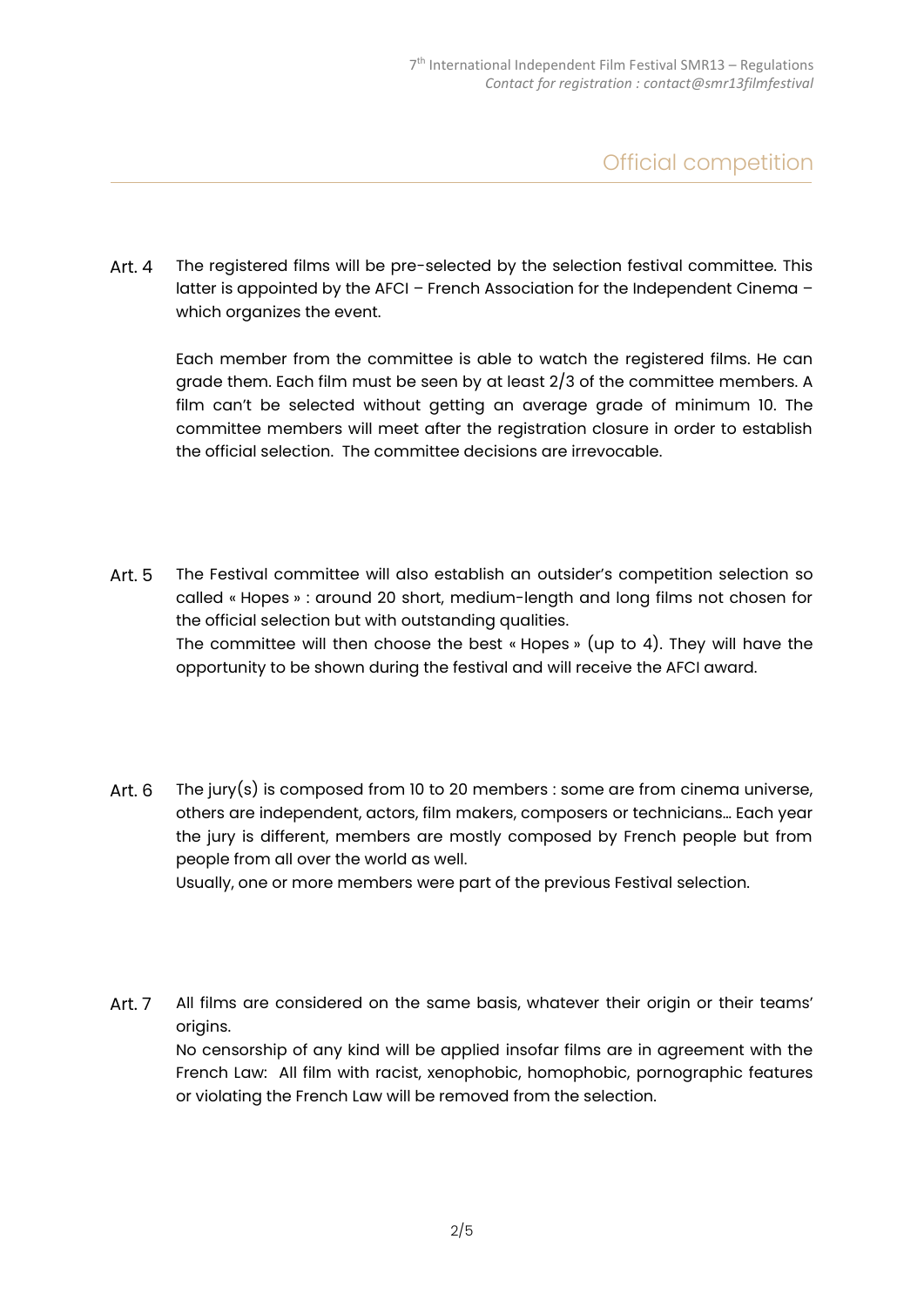## Official competition

Art. 4 The registered films will be pre-selected by the selection festival committee. This latter is appointed by the AFCI – French Association for the Independent Cinema – which organizes the event.

Each member from the committee is able to watch the registered films. He can grade them. Each film must be seen by at least 2/3 of the committee members. A film can't be selected without getting an average grade of minimum 10. The committee members will meet after the registration closure in order to establish the official selection. The committee decisions are irrevocable.

Art. 5 The Festival committee will also establish an outsider's competition selection so called « Hopes » : around 20 short, medium-length and long films not chosen for the official selection but with outstanding qualities.
The committee will then choose the best « Hopes » (up to 4). They will have the opportunity to be shown during the festival and will receive the AFCI award.

Art. 6 The jury(s) is composed from 10 to 20 members : some are from cinema universe, others are independent, actors, film makers, composers or technicians… Each year the jury is different, members are mostly composed by French people but from people from all over the world as well.
Usually, one or more members were part of the previous Festival selection.

Art. 7 All films are considered on the same basis, whatever their origin or their teams' origins.
No censorship of any kind will be applied insofar films are in agreement with the French Law: All film with racist, xenophobic, homophobic, pornographic features or violating the French Law will be removed from the selection.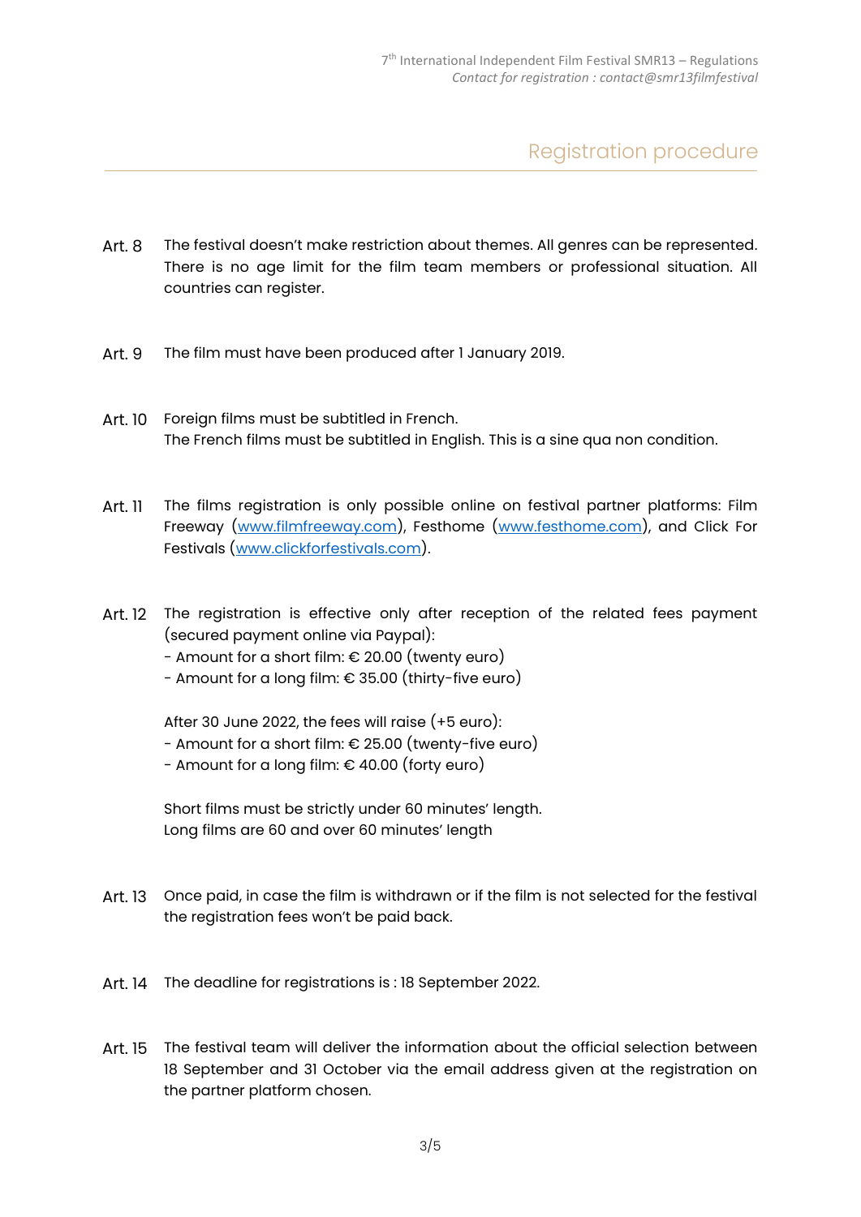## Registration procedure

**Art. 8** The festival doesn't make restriction about themes. All genres can be represented. There is no age limit for the film team members or professional situation. All countries can register.

**Art. 9** The film must have been produced after 1 January 2019.

**Art. 10** Foreign films must be subtitled in French.
The French films must be subtitled in English. This is a sine qua non condition.

**Art. 11** The films registration is only possible online on festival partner platforms: Film Freeway ([www.filmfreeway.com](www.filmfreeway.com)), Festhome ([www.festhome.com](www.festhome.com)), and Click For Festivals ([www.clickforfestivals.com](www.clickforfestivals.com)).

**Art. 12** The registration is effective only after reception of the related fees payment (secured payment online via Paypal):
- Amount for a short film: € 20.00 (twenty euro)
- Amount for a long film: € 35.00 (thirty-five euro)

After 30 June 2022, the fees will raise (+5 euro):
- Amount for a short film: € 25.00 (twenty-five euro)
- Amount for a long film: € 40.00 (forty euro)

Short films must be strictly under 60 minutes' length.
Long films are 60 and over 60 minutes' length

**Art. 13** Once paid, in case the film is withdrawn or if the film is not selected for the festival the registration fees won't be paid back.

**Art. 14** The deadline for registrations is : 18 September 2022.

**Art. 15** The festival team will deliver the information about the official selection between 18 September and 31 October via the email address given at the registration on the partner platform chosen.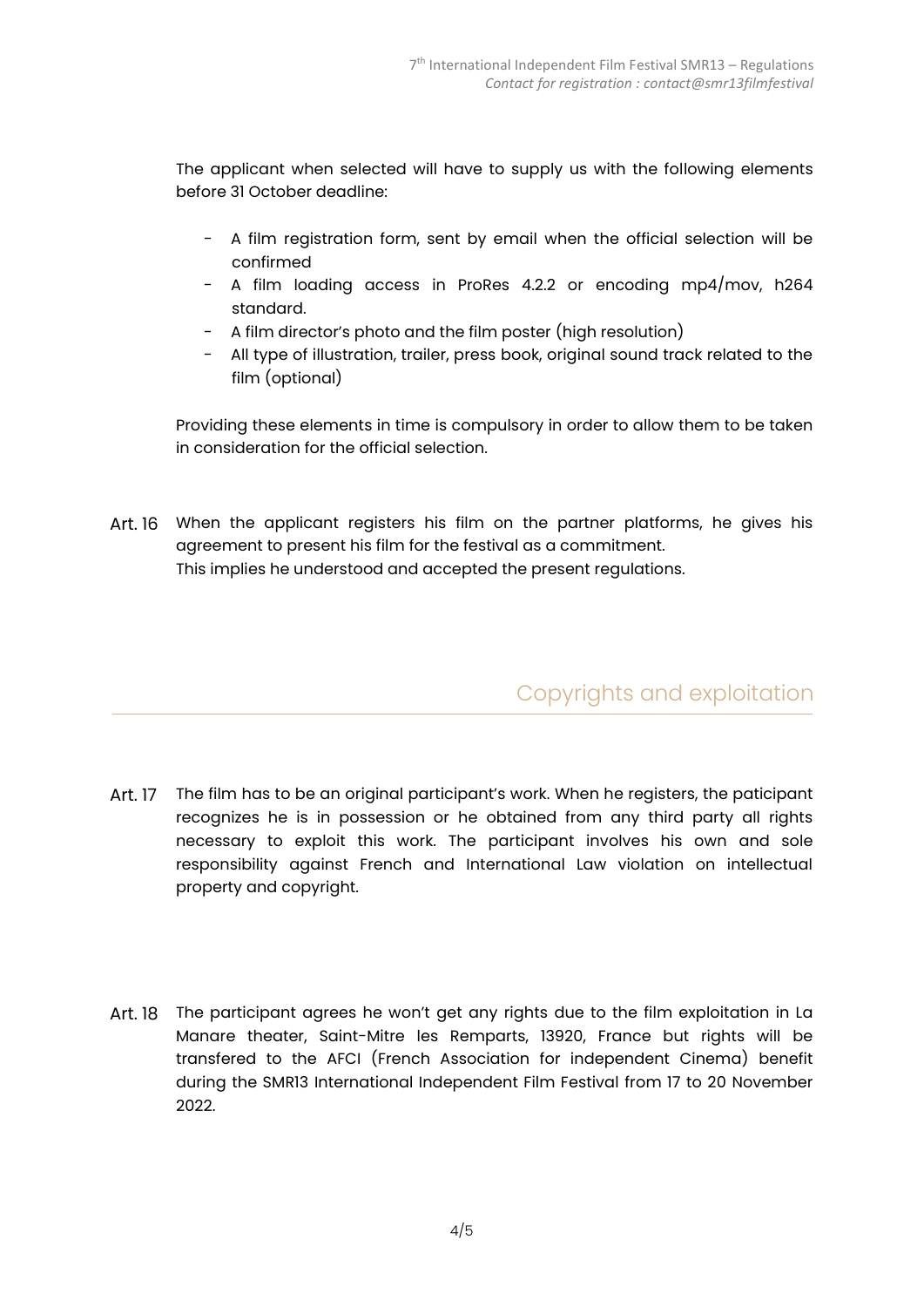The applicant when selected will have to supply us with the following elements before 31 October deadline:

- A film registration form, sent by email when the official selection will be confirmed
- A film loading access in ProRes 4.2.2 or encoding mp4/mov, h264 standard.
- A film director's photo and the film poster (high resolution)
- All type of illustration, trailer, press book, original sound track related to the film (optional)

Providing these elements in time is compulsory in order to allow them to be taken in consideration for the official selection.

**Art. 16** When the applicant registers his film on the partner platforms, he gives his agreement to present his film for the festival as a commitment.
This implies he understood and accepted the present regulations.

## Copyrights and exploitation

**Art. 17** The film has to be an original participant's work. When he registers, the paticipant recognizes he is in possession or he obtained from any third party all rights necessary to exploit this work. The participant involves his own and sole responsibility against French and International Law violation on intellectual property and copyright.

**Art. 18** The participant agrees he won't get any rights due to the film exploitation in La Manare theater, Saint-Mitre les Remparts, 13920, France but rights will be transfered to the AFCI (French Association for independent Cinema) benefit during the SMR13 International Independent Film Festival from 17 to 20 November 2022.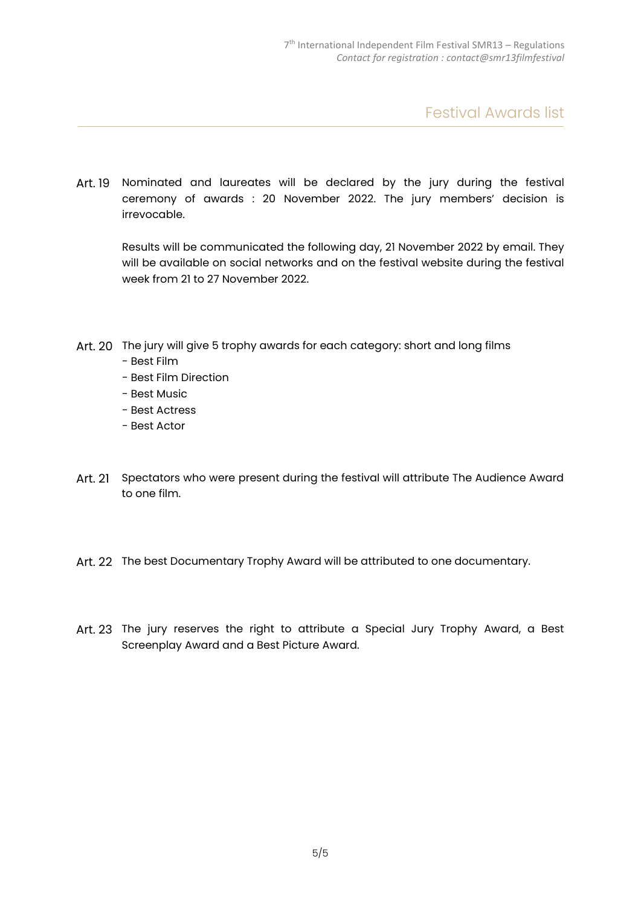## Festival Awards list

**Art. 19** Nominated and laureates will be declared by the jury during the festival ceremony of awards : 20 November 2022. The jury members' decision is irrevocable.

Results will be communicated the following day, 21 November 2022 by email. They will be available on social networks and on the festival website during the festival week from 21 to 27 November 2022.

**Art. 20** The jury will give 5 trophy awards for each category: short and long films

- Best Film
- Best Film Direction
- Best Music
- Best Actress
- Best Actor

**Art. 21** Spectators who were present during the festival will attribute The Audience Award to one film.

**Art. 22** The best Documentary Trophy Award will be attributed to one documentary.

**Art. 23** The jury reserves the right to attribute a Special Jury Trophy Award, a Best Screenplay Award and a Best Picture Award.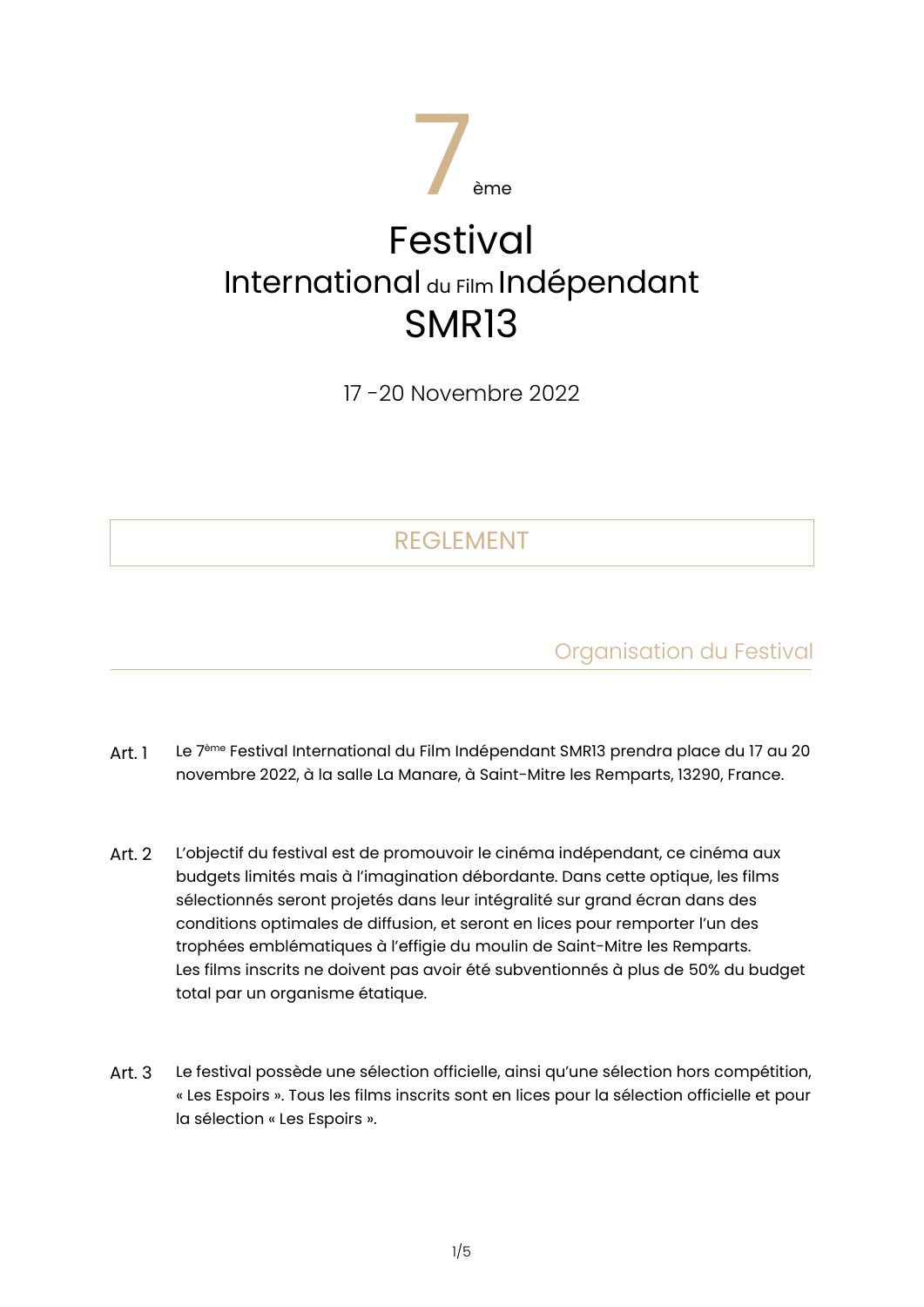# 7ème Festival International du Film Indépendant SMR13

17 -20 Novembre 2022

## REGLEMENT

### Organisation du Festival

**Art. 1** Le 7ème Festival International du Film Indépendant SMR13 prendra place du 17 au 20 novembre 2022, à la salle La Manare, à Saint-Mitre les Remparts, 13290, France.

**Art. 2** L'objectif du festival est de promouvoir le cinéma indépendant, ce cinéma aux budgets limités mais à l'imagination débordante. Dans cette optique, les films sélectionnés seront projetés dans leur intégralité sur grand écran dans des conditions optimales de diffusion, et seront en lices pour remporter l'un des trophées emblématiques à l'effigie du moulin de Saint-Mitre les Remparts.
Les films inscrits ne doivent pas avoir été subventionnés à plus de 50% du budget total par un organisme étatique.

**Art. 3** Le festival possède une sélection officielle, ainsi qu'une sélection hors compétition, « Les Espoirs ». Tous les films inscrits sont en lices pour la sélection officielle et pour la sélection « Les Espoirs ».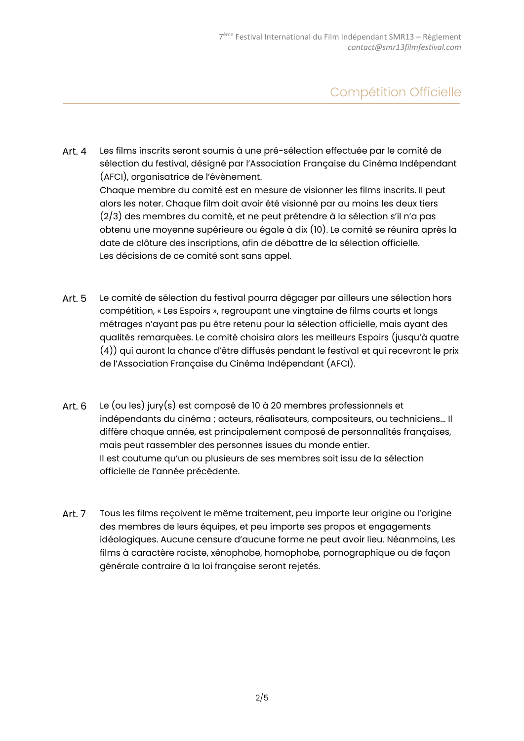## Compétition Officielle

**Art. 4** Les films inscrits seront soumis à une pré-sélection effectuée par le comité de sélection du festival, désigné par l'Association Française du Cinéma Indépendant (AFCI), organisatrice de l'évènement.
Chaque membre du comité est en mesure de visionner les films inscrits. Il peut alors les noter. Chaque film doit avoir été visionné par au moins les deux tiers (2/3) des membres du comité, et ne peut prétendre à la sélection s'il n'a pas obtenu une moyenne supérieure ou égale à dix (10). Le comité se réunira après la date de clôture des inscriptions, afin de débattre de la sélection officielle.
Les décisions de ce comité sont sans appel.

**Art. 5** Le comité de sélection du festival pourra dégager par ailleurs une sélection hors compétition, « Les Espoirs », regroupant une vingtaine de films courts et longs métrages n'ayant pas pu être retenu pour la sélection officielle, mais ayant des qualités remarquées. Le comité choisira alors les meilleurs Espoirs (jusqu'à quatre (4)) qui auront la chance d'être diffusés pendant le festival et qui recevront le prix de l'Association Française du Cinéma Indépendant (AFCI).

**Art. 6** Le (ou les) jury(s) est composé de 10 à 20 membres professionnels et indépendants du cinéma ; acteurs, réalisateurs, compositeurs, ou techniciens… Il diffère chaque année, est principalement composé de personnalités françaises, mais peut rassembler des personnes issues du monde entier.
Il est coutume qu'un ou plusieurs de ses membres soit issu de la sélection officielle de l'année précédente.

**Art. 7** Tous les films reçoivent le même traitement, peu importe leur origine ou l'origine des membres de leurs équipes, et peu importe ses propos et engagements idéologiques. Aucune censure d'aucune forme ne peut avoir lieu. Néanmoins, Les films à caractère raciste, xénophobe, homophobe, pornographique ou de façon générale contraire à la loi française seront rejetés.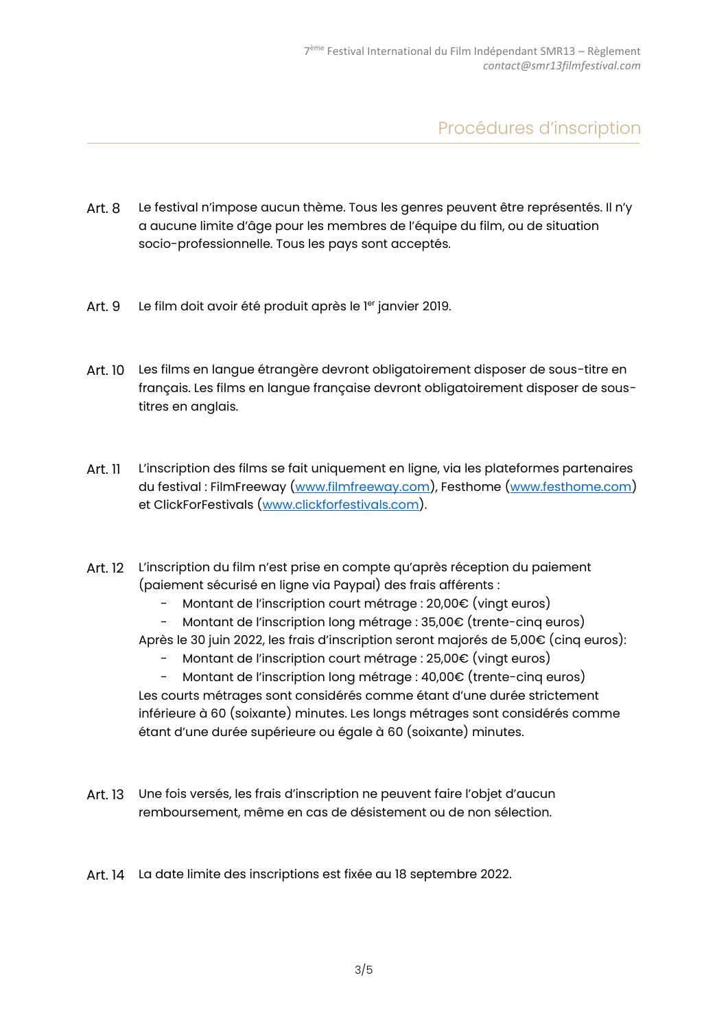## Procédures d'inscription

**Art. 8** Le festival n'impose aucun thème. Tous les genres peuvent être représentés. Il n'y a aucune limite d'âge pour les membres de l'équipe du film, ou de situation socio-professionnelle. Tous les pays sont acceptés.

**Art. 9** Le film doit avoir été produit après le 1er janvier 2019.

**Art. 10** Les films en langue étrangère devront obligatoirement disposer de sous-titre en français. Les films en langue française devront obligatoirement disposer de sous-titres en anglais.

**Art. 11** L'inscription des films se fait uniquement en ligne, via les plateformes partenaires du festival : FilmFreeway (www.filmfreeway.com), Festhome (www.festhome.com) et ClickForFestivals (www.clickforfestivals.com).

**Art. 12** L'inscription du film n'est prise en compte qu'après réception du paiement (paiement sécurisé en ligne via Paypal) des frais afférents :

- Montant de l'inscription court métrage : 20,00€ (vingt euros)
- Montant de l'inscription long métrage : 35,00€ (trente-cinq euros)

Après le 30 juin 2022, les frais d'inscription seront majorés de 5,00€ (cinq euros):

- Montant de l'inscription court métrage : 25,00€ (vingt euros)
- Montant de l'inscription long métrage : 40,00€ (trente-cinq euros)

Les courts métrages sont considérés comme étant d'une durée strictement inférieure à 60 (soixante) minutes. Les longs métrages sont considérés comme étant d'une durée supérieure ou égale à 60 (soixante) minutes.

**Art. 13** Une fois versés, les frais d'inscription ne peuvent faire l'objet d'aucun remboursement, même en cas de désistement ou de non sélection.

**Art. 14** La date limite des inscriptions est fixée au 18 septembre 2022.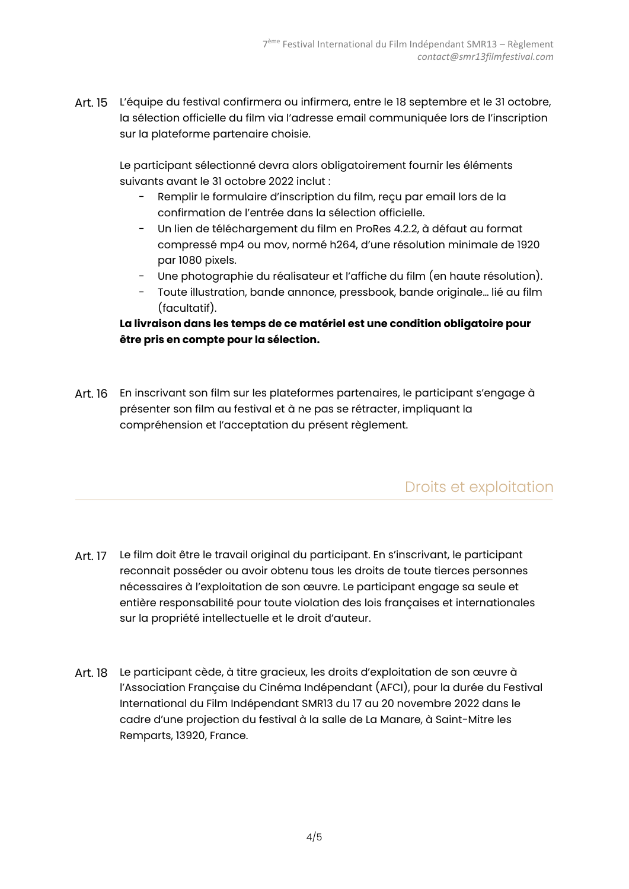Art. 15 L'équipe du festival confirmera ou infirmera, entre le 18 septembre et le 31 octobre, la sélection officielle du film via l'adresse email communiquée lors de l'inscription sur la plateforme partenaire choisie.

Le participant sélectionné devra alors obligatoirement fournir les éléments suivants avant le 31 octobre 2022 inclut :

- Remplir le formulaire d'inscription du film, reçu par email lors de la confirmation de l'entrée dans la sélection officielle.
- Un lien de téléchargement du film en ProRes 4.2.2, à défaut au format compressé mp4 ou mov, normé h264, d'une résolution minimale de 1920 par 1080 pixels.
- Une photographie du réalisateur et l'affiche du film (en haute résolution).
- Toute illustration, bande annonce, pressbook, bande originale… lié au film (facultatif).

**La livraison dans les temps de ce matériel est une condition obligatoire pour être pris en compte pour la sélection.**

Art. 16 En inscrivant son film sur les plateformes partenaires, le participant s'engage à présenter son film au festival et à ne pas se rétracter, impliquant la compréhension et l'acceptation du présent règlement.

## Droits et exploitation

Art. 17 Le film doit être le travail original du participant. En s'inscrivant, le participant reconnait posséder ou avoir obtenu tous les droits de toute tierces personnes nécessaires à l'exploitation de son œuvre. Le participant engage sa seule et entière responsabilité pour toute violation des lois françaises et internationales sur la propriété intellectuelle et le droit d'auteur.

Art. 18 Le participant cède, à titre gracieux, les droits d'exploitation de son œuvre à l'Association Française du Cinéma Indépendant (AFCI), pour la durée du Festival International du Film Indépendant SMR13 du 17 au 20 novembre 2022 dans le cadre d'une projection du festival à la salle de La Manare, à Saint-Mitre les Remparts, 13920, France.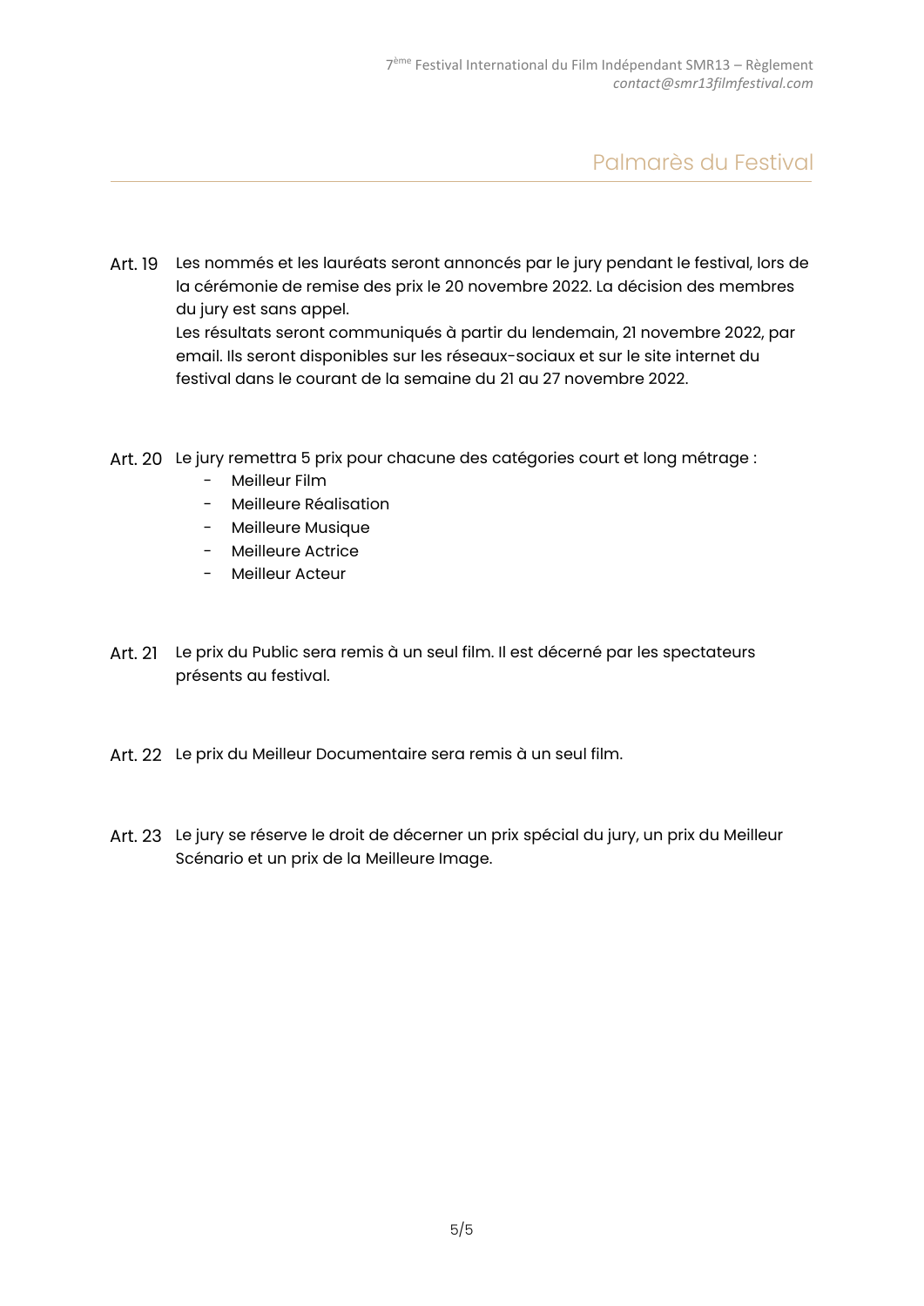## Palmarès du Festival

**Art. 19** Les nommés et les lauréats seront annoncés par le jury pendant le festival, lors de la cérémonie de remise des prix le 20 novembre 2022. La décision des membres du jury est sans appel.
Les résultats seront communiqués à partir du lendemain, 21 novembre 2022, par email. Ils seront disponibles sur les réseaux-sociaux et sur le site internet du festival dans le courant de la semaine du 21 au 27 novembre 2022.

**Art. 20** Le jury remettra 5 prix pour chacune des catégories court et long métrage :

- Meilleur Film
- Meilleure Réalisation
- Meilleure Musique
- Meilleure Actrice
- Meilleur Acteur

**Art. 21** Le prix du Public sera remis à un seul film. Il est décerné par les spectateurs présents au festival.

**Art. 22** Le prix du Meilleur Documentaire sera remis à un seul film.

**Art. 23** Le jury se réserve le droit de décerner un prix spécial du jury, un prix du Meilleur Scénario et un prix de la Meilleure Image.